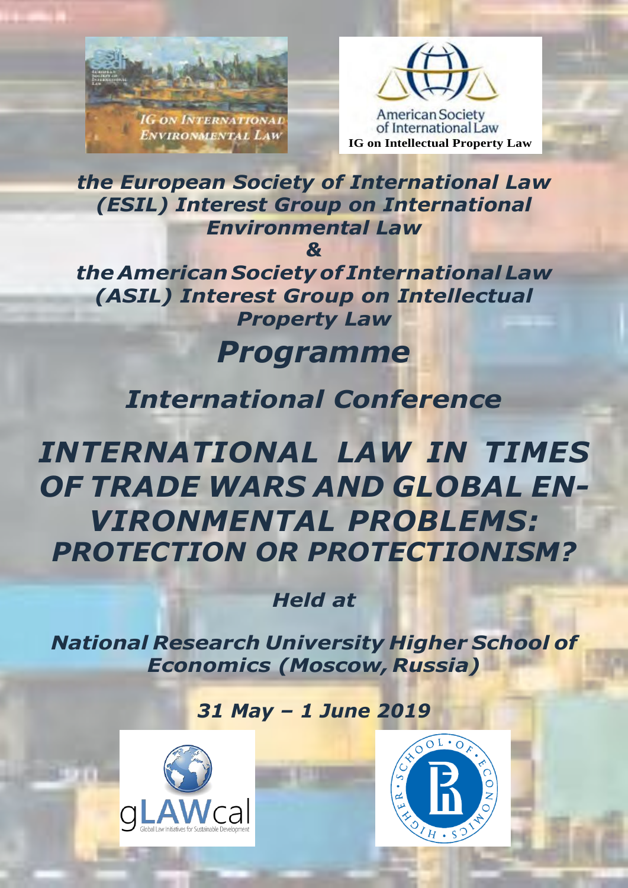IG ON INTERNATIONAL ENVIRONMENTAL LAW

American Society of International Law

IG on Intellectual Property Law

***the European Society of International Law (ESIL) Interest Group on International Environmental Law***

***&***

***the American Society of International Law (ASIL) Interest Group on Intellectual Property Law***

# *Programme*

## *International Conference*

# *INTERNATIONAL LAW IN TIMES OF TRADE WARS AND GLOBAL ENVIRONMENTAL PROBLEMS: PROTECTION OR PROTECTIONISM?*

***Held at***

***National Research University Higher School of Economics (Moscow, Russia)***

***31 May – 1 June 2019***

gLAWcal

Global Law Initiatives for Sustainable Development

HIGHER SCHOOL OF ECONOMICS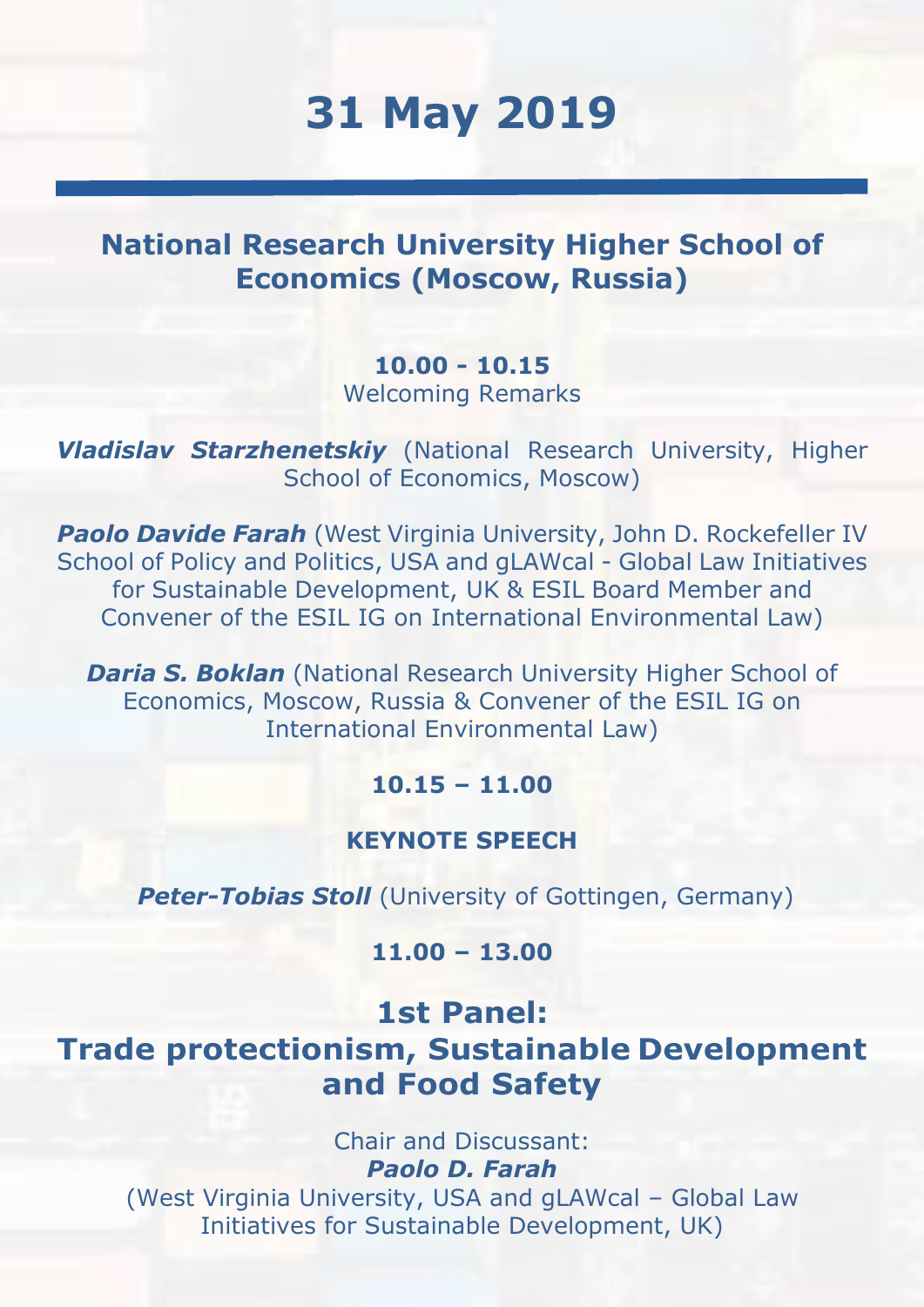# 31 May 2019

## National Research University Higher School of Economics (Moscow, Russia)

**10.00 - 10.15**
Welcoming Remarks

***Vladislav Starzhenetskiy*** (National Research University, Higher School of Economics, Moscow)

***Paolo Davide Farah*** (West Virginia University, John D. Rockefeller IV School of Policy and Politics, USA and gLAWcal - Global Law Initiatives for Sustainable Development, UK & ESIL Board Member and Convener of the ESIL IG on International Environmental Law)

***Daria S. Boklan*** (National Research University Higher School of Economics, Moscow, Russia & Convener of the ESIL IG on International Environmental Law)

**10.15 – 11.00**

**KEYNOTE SPEECH**

***Peter-Tobias Stoll*** (University of Gottingen, Germany)

**11.00 – 13.00**

## 1st Panel: Trade protectionism, Sustainable Development and Food Safety

Chair and Discussant:
***Paolo D. Farah***
(West Virginia University, USA and gLAWcal – Global Law Initiatives for Sustainable Development, UK)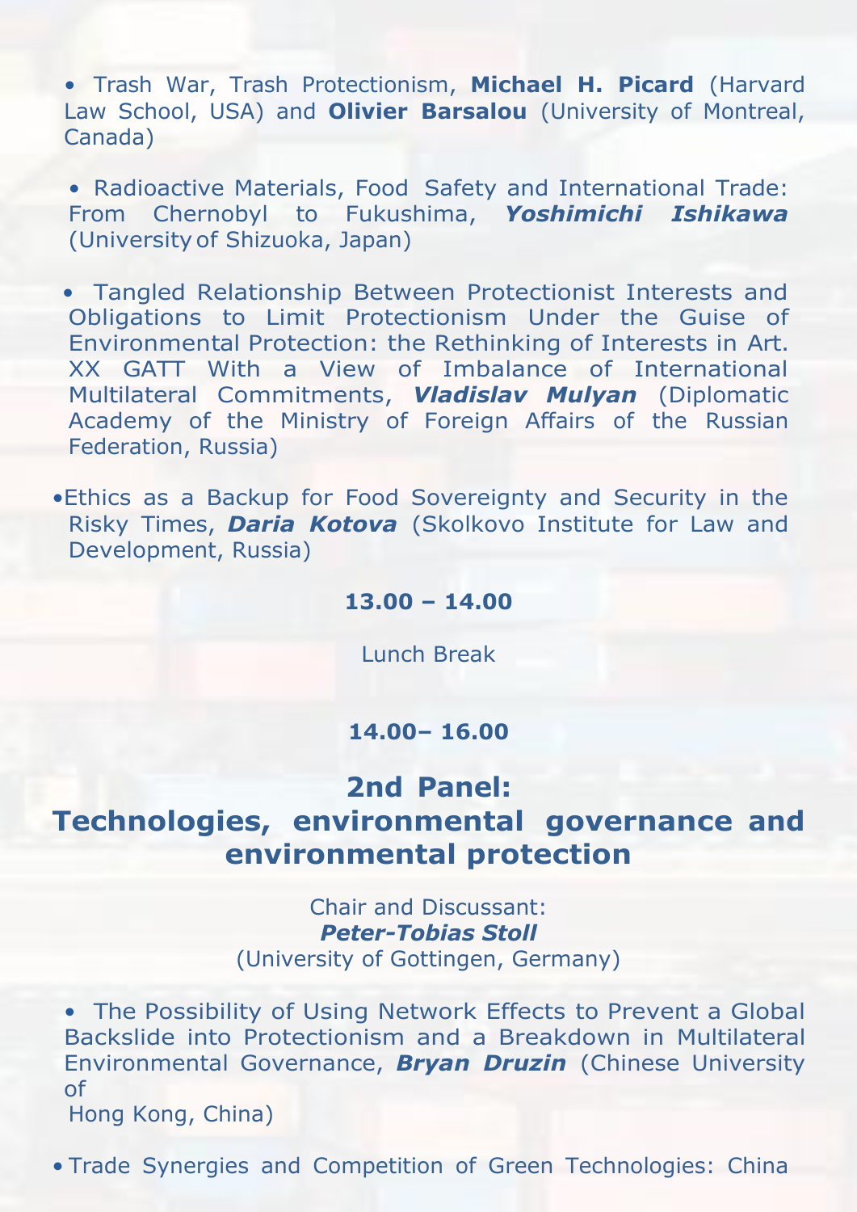- Trash War, Trash Protectionism, **Michael H. Picard** (Harvard Law School, USA) and **Olivier Barsalou** (University of Montreal, Canada)

- Radioactive Materials, Food Safety and International Trade: From Chernobyl to Fukushima, ***Yoshimichi Ishikawa*** (University of Shizuoka, Japan)

- Tangled Relationship Between Protectionist Interests and Obligations to Limit Protectionism Under the Guise of Environmental Protection: the Rethinking of Interests in Art. XX GATT With a View of Imbalance of International Multilateral Commitments, ***Vladislav Mulyan*** (Diplomatic Academy of the Ministry of Foreign Affairs of the Russian Federation, Russia)

- Ethics as a Backup for Food Sovereignty and Security in the Risky Times, ***Daria Kotova*** (Skolkovo Institute for Law and Development, Russia)

**13.00 – 14.00**

Lunch Break

**14.00– 16.00**

## 2nd Panel: Technologies, environmental governance and environmental protection

Chair and Discussant:
***Peter-Tobias Stoll***
(University of Gottingen, Germany)

- The Possibility of Using Network Effects to Prevent a Global Backslide into Protectionism and a Breakdown in Multilateral Environmental Governance, ***Bryan Druzin*** (Chinese University of Hong Kong, China)

- Trade Synergies and Competition of Green Technologies: China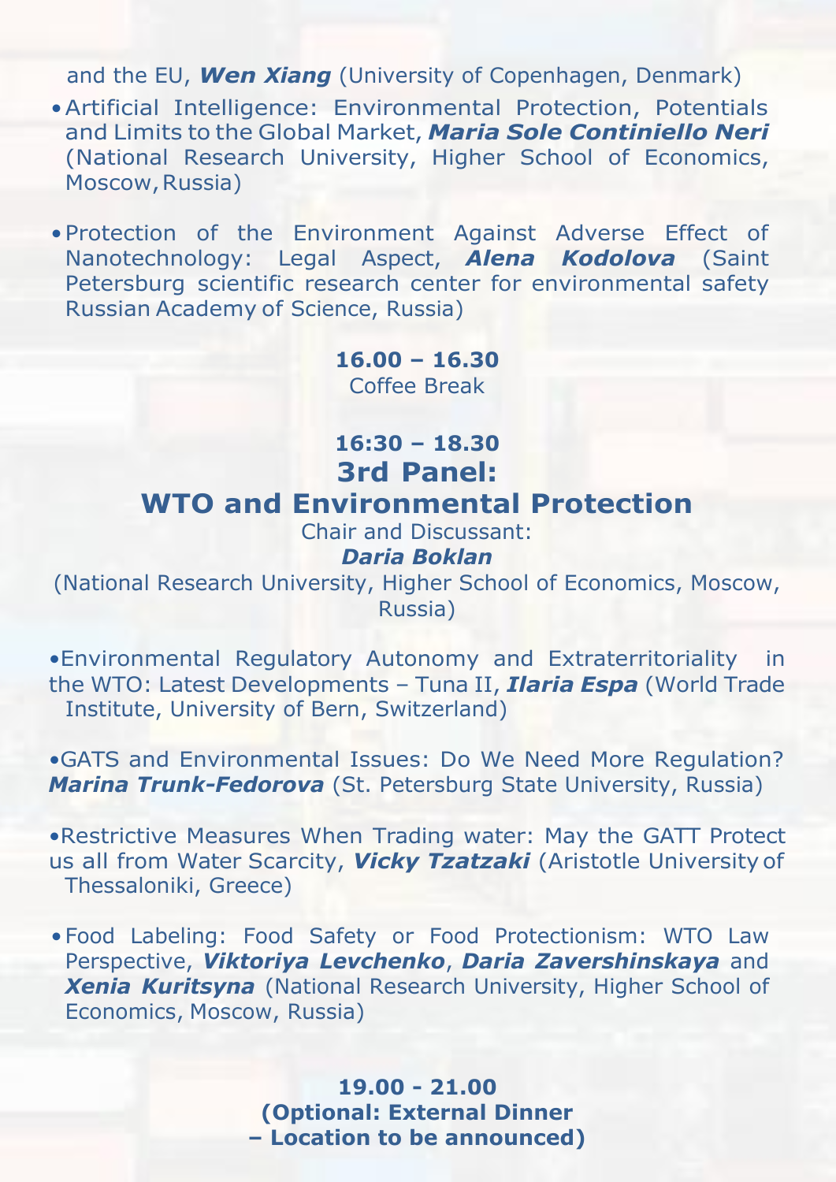and the EU, ***Wen Xiang*** (University of Copenhagen, Denmark)

- Artificial Intelligence: Environmental Protection, Potentials and Limits to the Global Market, ***Maria Sole Continiello Neri*** (National Research University, Higher School of Economics, Moscow, Russia)

- Protection of the Environment Against Adverse Effect of Nanotechnology: Legal Aspect, ***Alena Kodolova*** (Saint Petersburg scientific research center for environmental safety Russian Academy of Science, Russia)

**16.00 – 16.30**
Coffee Break

**16:30 – 18.30**

## 3rd Panel:

## WTO and Environmental Protection

Chair and Discussant:
***Daria Boklan***
(National Research University, Higher School of Economics, Moscow, Russia)

- Environmental Regulatory Autonomy and Extraterritoriality in the WTO: Latest Developments – Tuna II, ***Ilaria Espa*** (World Trade Institute, University of Bern, Switzerland)

- GATS and Environmental Issues: Do We Need More Regulation? ***Marina Trunk-Fedorova*** (St. Petersburg State University, Russia)

- Restrictive Measures When Trading water: May the GATT Protect us all from Water Scarcity, ***Vicky Tzatzaki*** (Aristotle University of Thessaloniki, Greece)

- Food Labeling: Food Safety or Food Protectionism: WTO Law Perspective, ***Viktoriya Levchenko***, ***Daria Zavershinskaya*** and ***Xenia Kuritsyna*** (National Research University, Higher School of Economics, Moscow, Russia)

**19.00 - 21.00**
**(Optional: External Dinner**
**– Location to be announced)**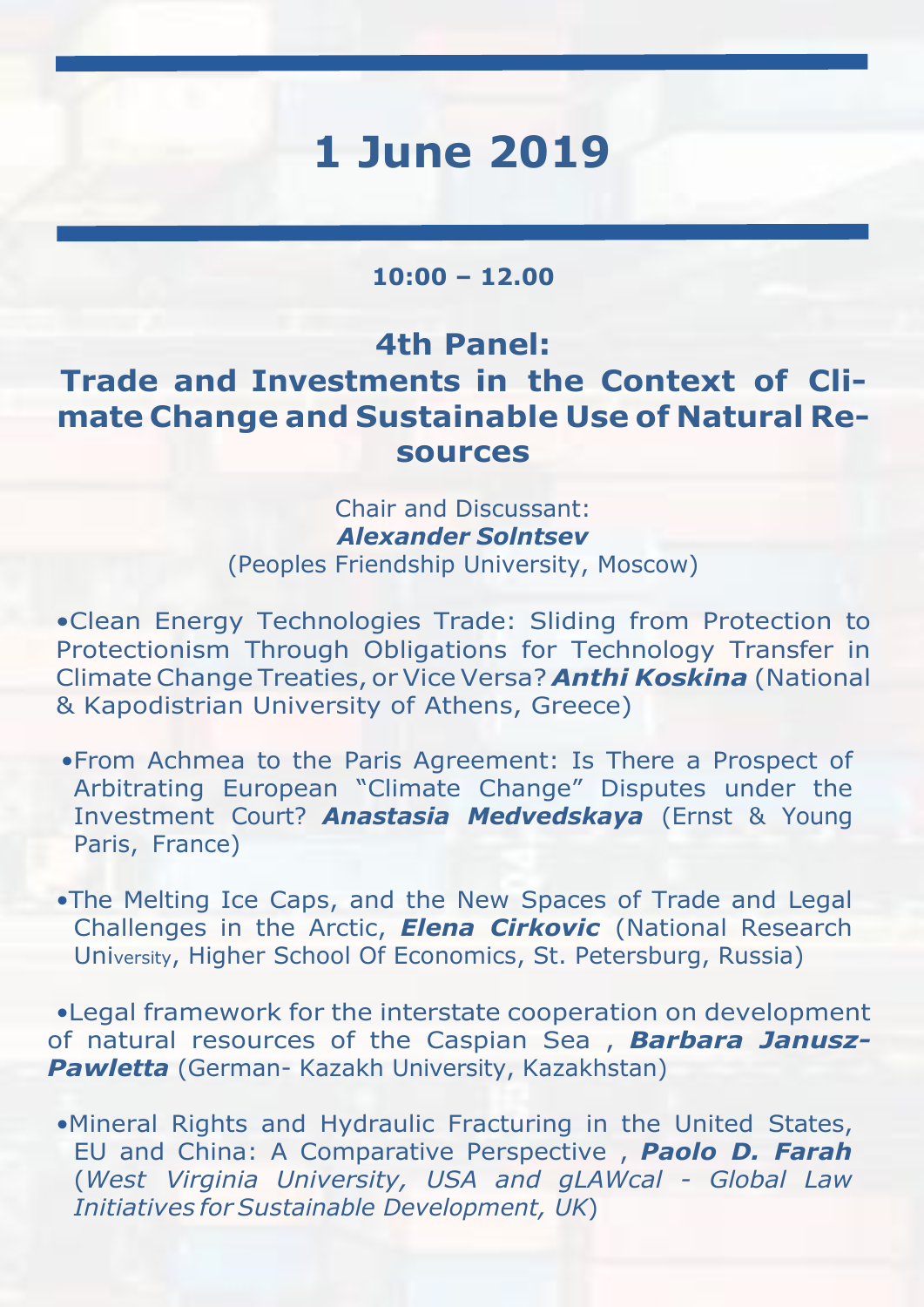# 1 June 2019

**10:00 – 12.00**

## 4th Panel: Trade and Investments in the Context of Climate Change and Sustainable Use of Natural Resources

Chair and Discussant:
***Alexander Solntsev***
(Peoples Friendship University, Moscow)

- Clean Energy Technologies Trade: Sliding from Protection to Protectionism Through Obligations for Technology Transfer in Climate Change Treaties, or Vice Versa? ***Anthi Koskina*** (National & Kapodistrian University of Athens, Greece)

- From Achmea to the Paris Agreement: Is There a Prospect of Arbitrating European "Climate Change" Disputes under the Investment Court? ***Anastasia Medvedskaya*** (Ernst & Young Paris, France)

- The Melting Ice Caps, and the New Spaces of Trade and Legal Challenges in the Arctic, ***Elena Cirkovic*** (National Research University, Higher School Of Economics, St. Petersburg, Russia)

- Legal framework for the interstate cooperation on development of natural resources of the Caspian Sea , ***Barbara Janusz-Pawletta*** (German- Kazakh University, Kazakhstan)

- Mineral Rights and Hydraulic Fracturing in the United States, EU and China: A Comparative Perspective , ***Paolo D. Farah*** (*West Virginia University, USA and gLAWcal - Global Law Initiatives for Sustainable Development, UK*)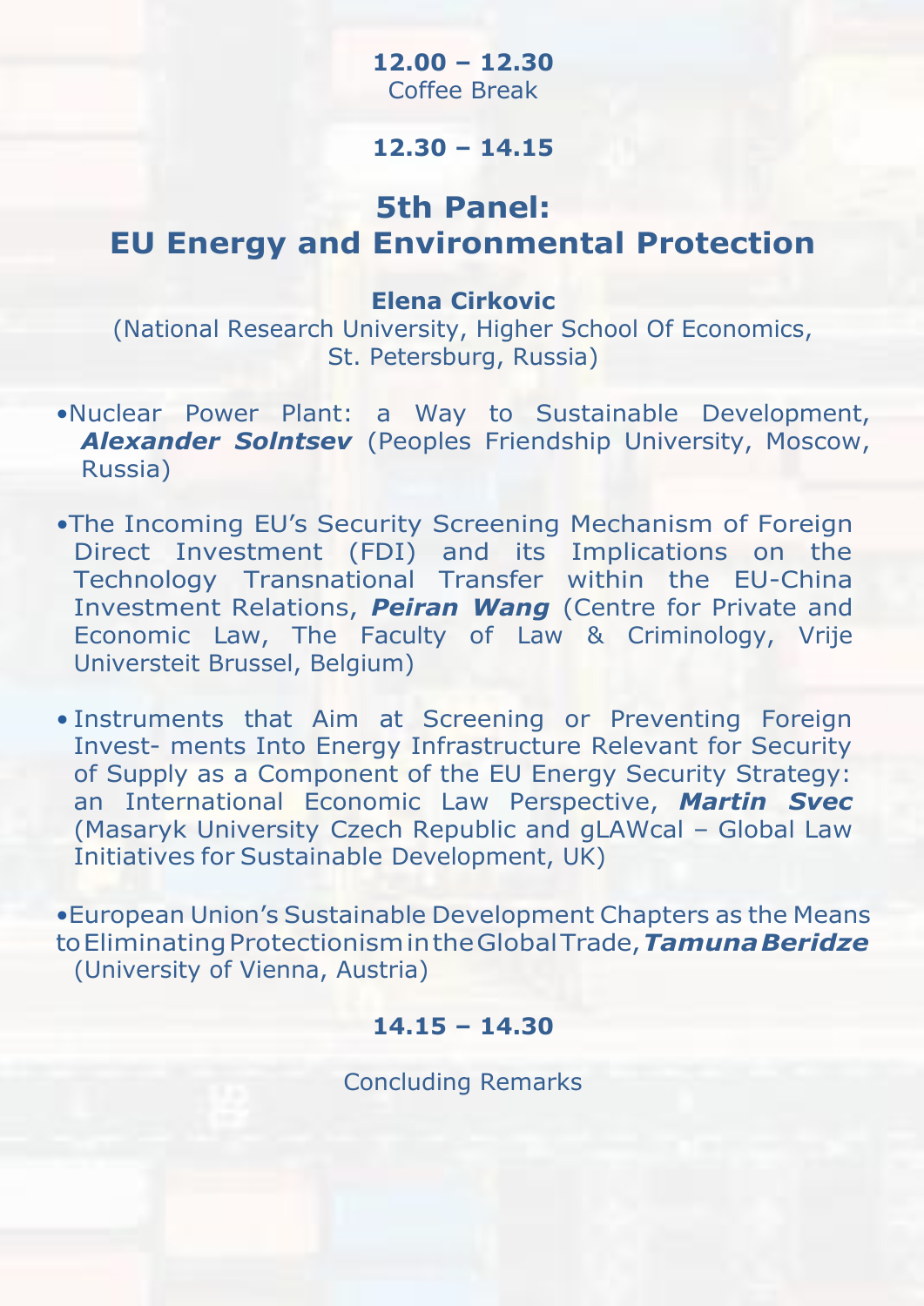**12.00 – 12.30**
Coffee Break

**12.30 – 14.15**

## 5th Panel: EU Energy and Environmental Protection

**Elena Cirkovic**
(National Research University, Higher School Of Economics, St. Petersburg, Russia)

- Nuclear Power Plant: a Way to Sustainable Development, ***Alexander Solntsev*** (Peoples Friendship University, Moscow, Russia)

- The Incoming EU's Security Screening Mechanism of Foreign Direct Investment (FDI) and its Implications on the Technology Transnational Transfer within the EU-China Investment Relations, ***Peiran Wang*** (Centre for Private and Economic Law, The Faculty of Law & Criminology, Vrije Universteit Brussel, Belgium)

- Instruments that Aim at Screening or Preventing Foreign Invest- ments Into Energy Infrastructure Relevant for Security of Supply as a Component of the EU Energy Security Strategy: an International Economic Law Perspective, ***Martin Svec*** (Masaryk University Czech Republic and gLAWcal – Global Law Initiatives for Sustainable Development, UK)

- European Union's Sustainable Development Chapters as the Means to Eliminating Protectionism in the Global Trade, ***Tamuna Beridze*** (University of Vienna, Austria)

**14.15 – 14.30**

Concluding Remarks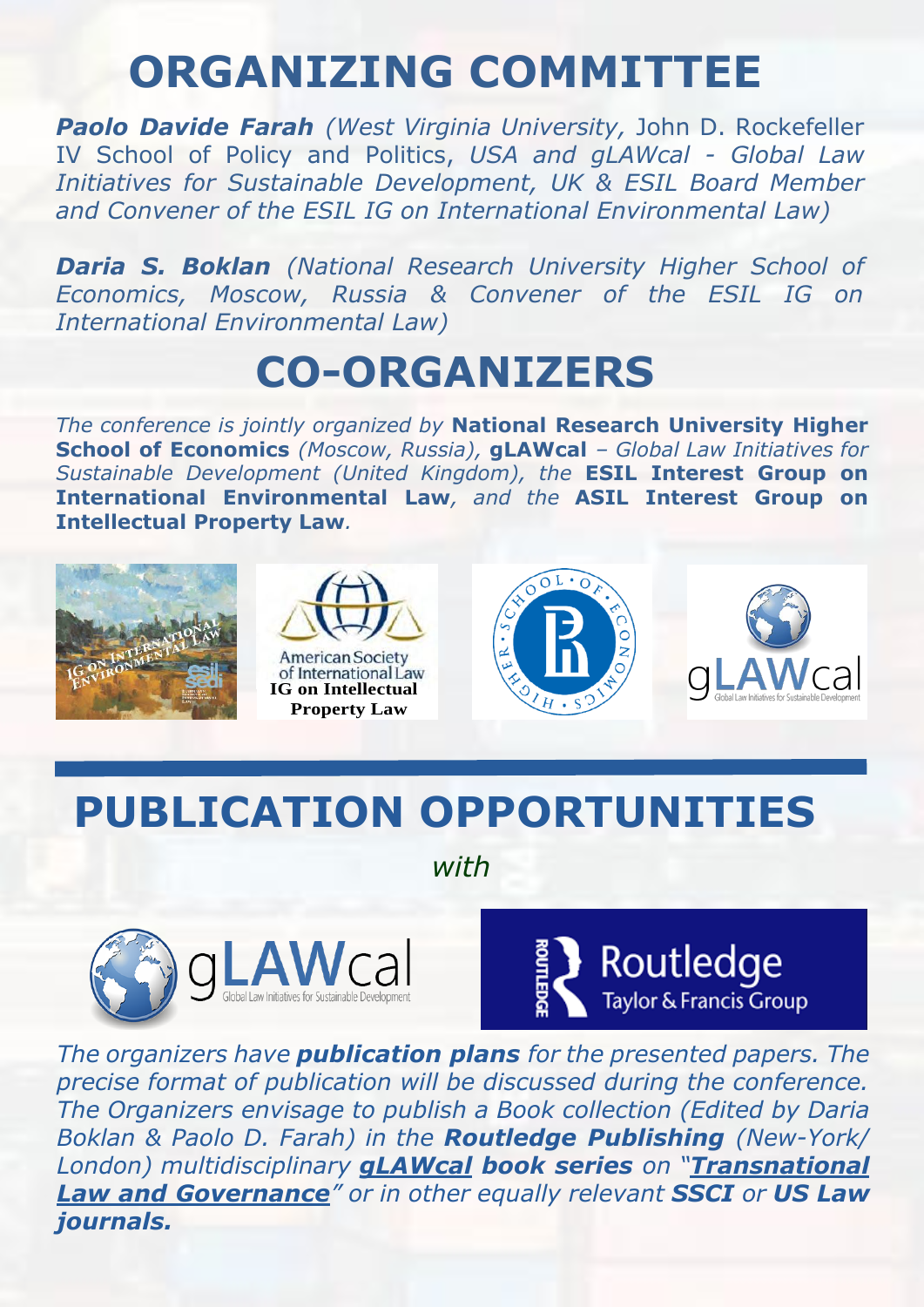# ORGANIZING COMMITTEE

***Paolo Davide Farah*** *(West Virginia University,* John D. Rockefeller IV School of Policy and Politics, *USA and gLAWcal - Global Law Initiatives for Sustainable Development, UK & ESIL Board Member and Convener of the ESIL IG on International Environmental Law)*

***Daria S. Boklan*** *(National Research University Higher School of Economics, Moscow, Russia & Convener of the ESIL IG on International Environmental Law)*

# CO-ORGANIZERS

*The conference is jointly organized by* **National Research University Higher School of Economics** *(Moscow, Russia),* **gLAWcal** *– Global Law Initiatives for Sustainable Development (United Kingdom), the* **ESIL Interest Group on International Environmental Law***, and the* **ASIL Interest Group on Intellectual Property Law***.*

IG ON INTERNATIONAL ENVIRONMENTAL LAW

American Society of International Law
**IG on Intellectual Property Law**

HIGHER SCHOOL OF ECONOMICS

gLAWcal
Global Law Initiatives for Sustainable Development

# PUBLICATION OPPORTUNITIES

*with*

gLAWcal
Global Law Initiatives for Sustainable Development

Routledge
Taylor & Francis Group

*The organizers have* ***publication plans*** *for the presented papers. The precise format of publication will be discussed during the conference. The Organizers envisage to publish a Book collection (Edited by Daria Boklan & Paolo D. Farah) in the* ***Routledge Publishing*** *(New-York/ London) multidisciplinary* ***gLAWcal book series*** *on "****Transnational Law and Governance****" or in other equally relevant* ***SSCI*** *or* ***US Law journals.***